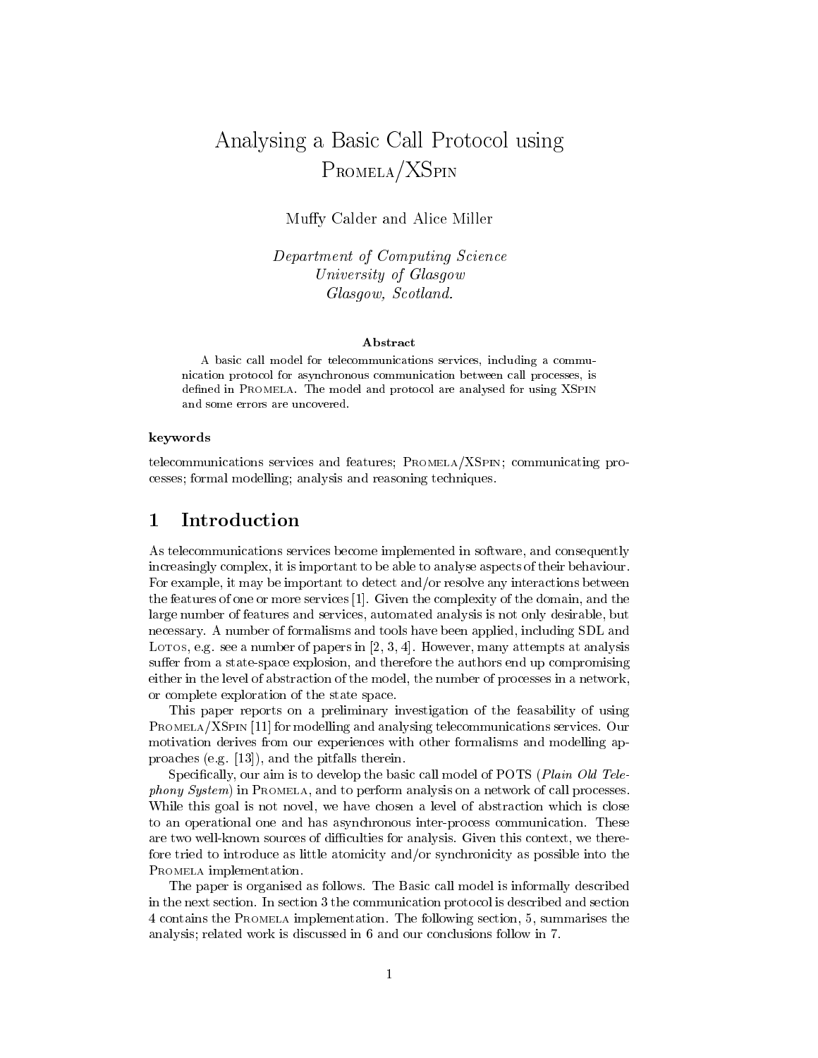# Analysing a Basic Call Protocol using Promela/XSpin

Muffy Calder and Alice Miller

*Department of Computing Science*
*University of Glasgow*
*Glasgow, Scotland.*

### Abstract

A basic call model for telecommunications services, including a communication protocol for asynchronous communication between call processes, is defined in Promela. The model and protocol are analysed for using XSpin and some errors are uncovered.

### keywords

telecommunications services and features; Promela/XSpin; communicating processes; formal modelling; analysis and reasoning techniques.

## 1 Introduction

As telecommunications services become implemented in software, and consequently increasingly complex, it is important to be able to analyse aspects of their behaviour. For example, it may be important to detect and/or resolve any interactions between the features of one or more services [1]. Given the complexity of the domain, and the large number of features and services, automated analysis is not only desirable, but necessary. A number of formalisms and tools have been applied, including SDL and Lotos, e.g. see a number of papers in [2, 3, 4]. However, many attempts at analysis suffer from a state-space explosion, and therefore the authors end up compromising either in the level of abstraction of the model, the number of processes in a network, or complete exploration of the state space.

This paper reports on a preliminary investigation of the feasability of using Promela/XSpin [11] for modelling and analysing telecommunications services. Our motivation derives from our experiences with other formalisms and modelling approaches (e.g. [13]), and the pitfalls therein.

Specifically, our aim is to develop the basic call model of POTS (*Plain Old Telephony System*) in Promela, and to perform analysis on a network of call processes. While this goal is not novel, we have chosen a level of abstraction which is close to an operational one and has asynchronous inter-process communication. These are two well-known sources of difficulties for analysis. Given this context, we therefore tried to introduce as little atomicity and/or synchronicity as possible into the Promela implementation.

The paper is organised as follows. The Basic call model is informally described in the next section. In section 3 the communication protocol is described and section 4 contains the Promela implementation. The following section, 5, summarises the analysis; related work is discussed in 6 and our conclusions follow in 7.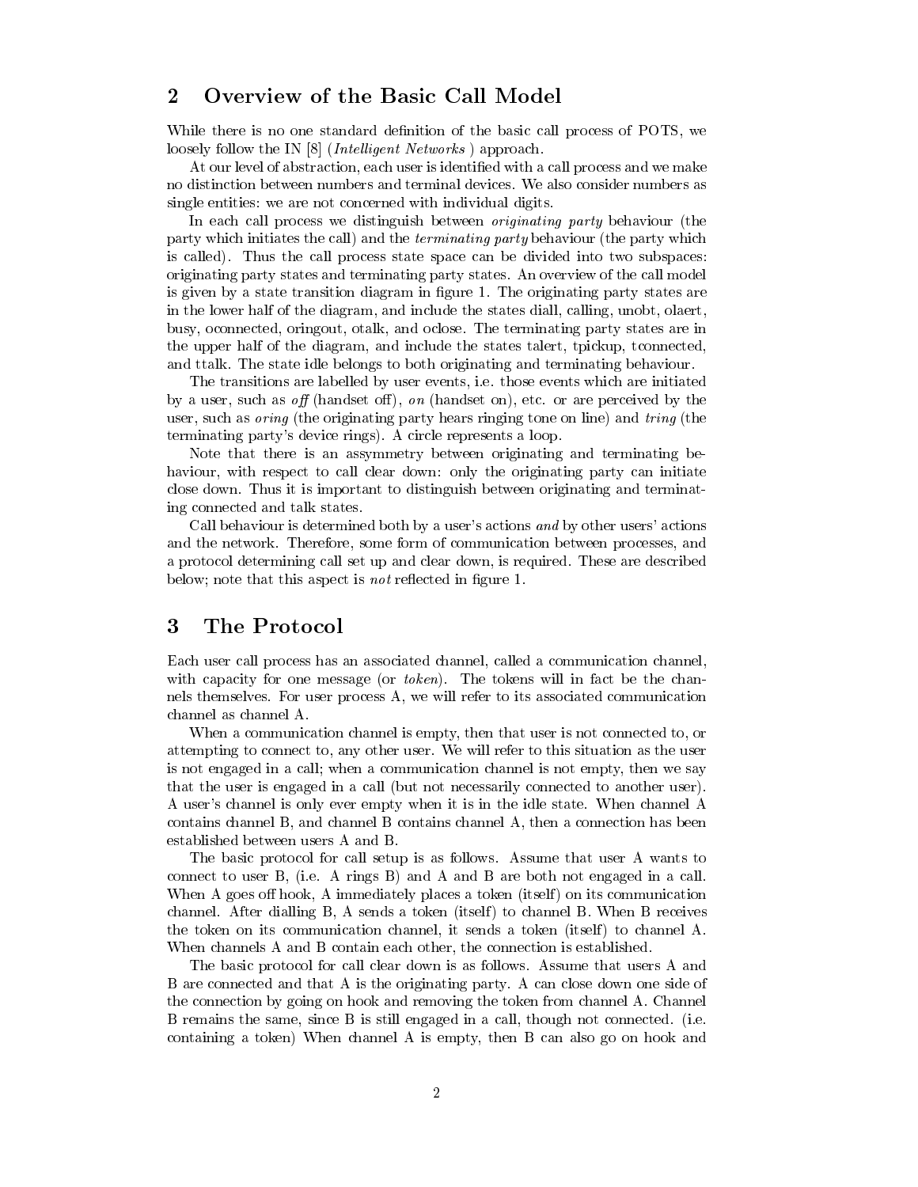## 2 Overview of the Basic Call Model

While there is no one standard definition of the basic call process of POTS, we loosely follow the IN [8] (*Intelligent Networks* ) approach.

At our level of abstraction, each user is identified with a call process and we make no distinction between numbers and terminal devices. We also consider numbers as single entities: we are not concerned with individual digits.

In each call process we distinguish between *originating party* behaviour (the party which initiates the call) and the *terminating party* behaviour (the party which is called). Thus the call process state space can be divided into two subspaces: originating party states and terminating party states. An overview of the call model is given by a state transition diagram in figure 1. The originating party states are in the lower half of the diagram, and include the states diall, calling, unobt, olaert, busy, oconnected, oringout, otalk, and oclose. The terminating party states are in the upper half of the diagram, and include the states talert, tpickup, tconnected, and ttalk. The state idle belongs to both originating and terminating behaviour.

The transitions are labelled by user events, i.e. those events which are initiated by a user, such as *off* (handset off), *on* (handset on), etc. or are perceived by the user, such as *oring* (the originating party hears ringing tone on line) and *tring* (the terminating party's device rings). A circle represents a loop.

Note that there is an assymmetry between originating and terminating behaviour, with respect to call clear down: only the originating party can initiate close down. Thus it is important to distinguish between originating and terminating connected and talk states.

Call behaviour is determined both by a user's actions *and* by other users' actions and the network. Therefore, some form of communication between processes, and a protocol determining call set up and clear down, is required. These are described below; note that this aspect is *not* reflected in figure 1.

## 3 The Protocol

Each user call process has an associated channel, called a communication channel, with capacity for one message (or *token*). The tokens will in fact be the channels themselves. For user process A, we will refer to its associated communication channel as channel A.

When a communication channel is empty, then that user is not connected to, or attempting to connect to, any other user. We will refer to this situation as the user is not engaged in a call; when a communication channel is not empty, then we say that the user is engaged in a call (but not necessarily connected to another user). A user's channel is only ever empty when it is in the idle state. When channel A contains channel B, and channel B contains channel A, then a connection has been established between users A and B.

The basic protocol for call setup is as follows. Assume that user A wants to connect to user B, (i.e. A rings B) and A and B are both not engaged in a call. When A goes off hook, A immediately places a token (itself) on its communication channel. After dialling B, A sends a token (itself) to channel B. When B receives the token on its communication channel, it sends a token (itself) to channel A. When channels A and B contain each other, the connection is established.

The basic protocol for call clear down is as follows. Assume that users A and B are connected and that A is the originating party. A can close down one side of the connection by going on hook and removing the token from channel A. Channel B remains the same, since B is still engaged in a call, though not connected. (i.e. containing a token) When channel A is empty, then B can also go on hook and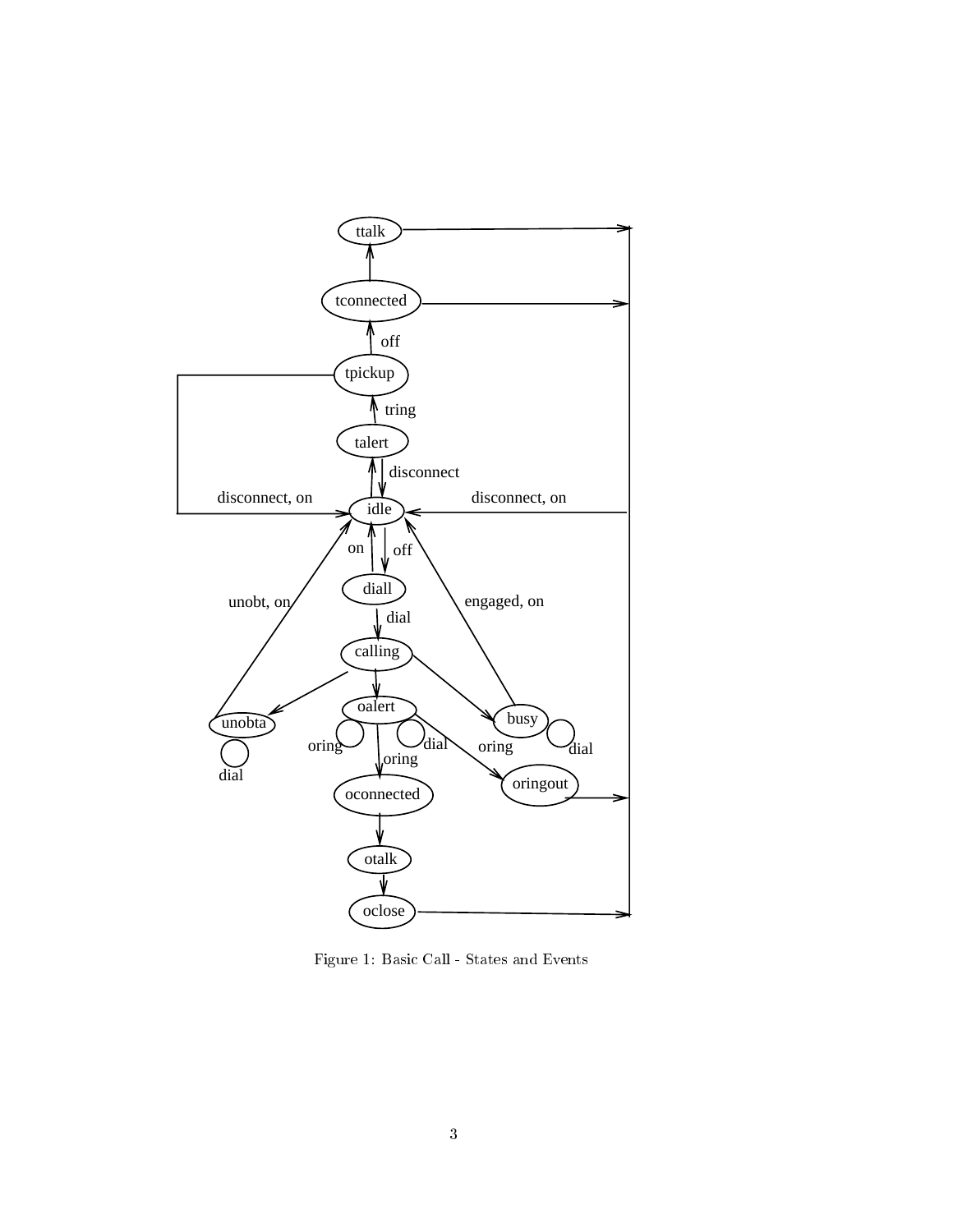Figure 1: Basic Call - States and Events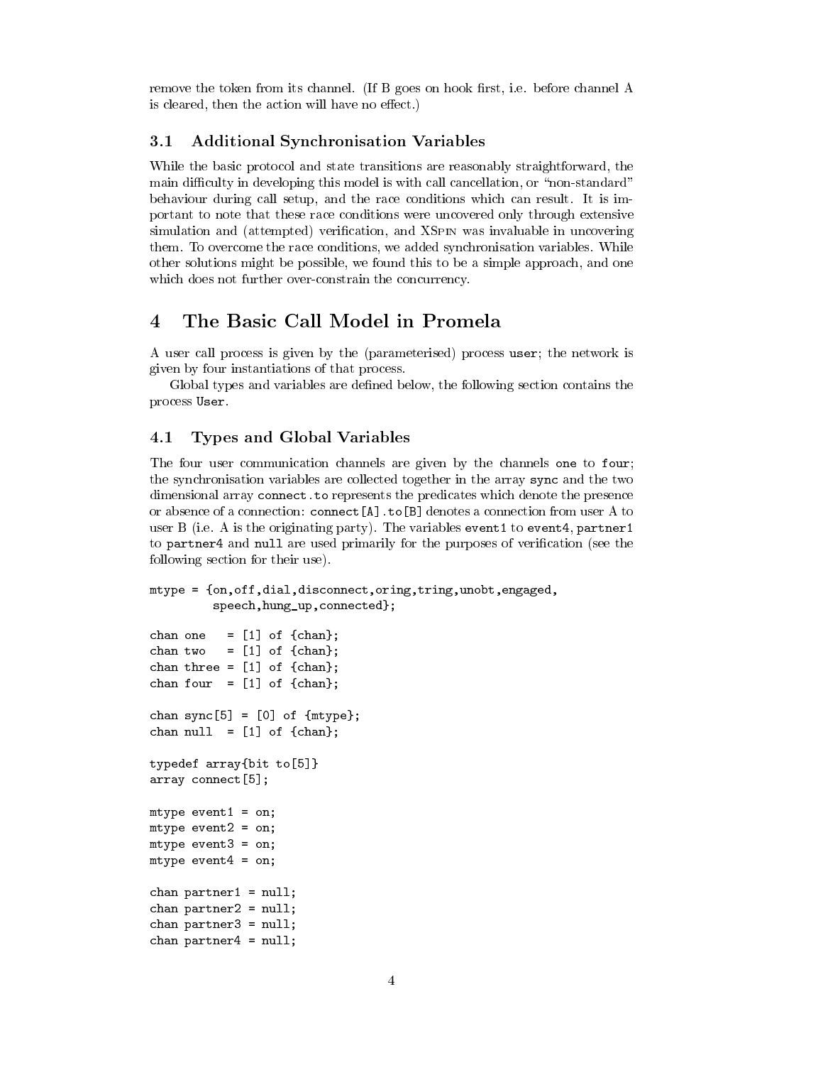remove the token from its channel. (If B goes on hook first, i.e. before channel A is cleared, then the action will have no effect.)

### 3.1 Additional Synchronisation Variables

While the basic protocol and state transitions are reasonably straightforward, the main difficulty in developing this model is with call cancellation, or "non-standard" behaviour during call setup, and the race conditions which can result. It is important to note that these race conditions were uncovered only through extensive simulation and (attempted) verification, and XSpin was invaluable in uncovering them. To overcome the race conditions, we added synchronisation variables. While other solutions might be possible, we found this to be a simple approach, and one which does not further over-constrain the concurrency.

## 4 The Basic Call Model in Promela

A user call process is given by the (parameterised) process `user`; the network is given by four instantiations of that process.

Global types and variables are defined below, the following section contains the process `User`.

### 4.1 Types and Global Variables

The four user communication channels are given by the channels `one` to `four`; the synchronisation variables are collected together in the array `sync` and the two dimensional array `connect.to` represents the predicates which denote the presence or absence of a connection: `connect[A].to[B]` denotes a connection from user A to user B (i.e. A is the originating party). The variables `event1` to `event4`, `partner1` to `partner4` and `null` are used primarily for the purposes of verification (see the following section for their use).

```
mtype = {on,off,dial,disconnect,oring,tring,unobt,engaged,
         speech,hung_up,connected};

chan one   = [1] of {chan};
chan two   = [1] of {chan};
chan three = [1] of {chan};
chan four  = [1] of {chan};

chan sync[5] = [0] of {mtype};
chan null  = [1] of {chan};

typedef array{bit to[5]}
array connect[5];

mtype event1 = on;
mtype event2 = on;
mtype event3 = on;
mtype event4 = on;

chan partner1 = null;
chan partner2 = null;
chan partner3 = null;
chan partner4 = null;
```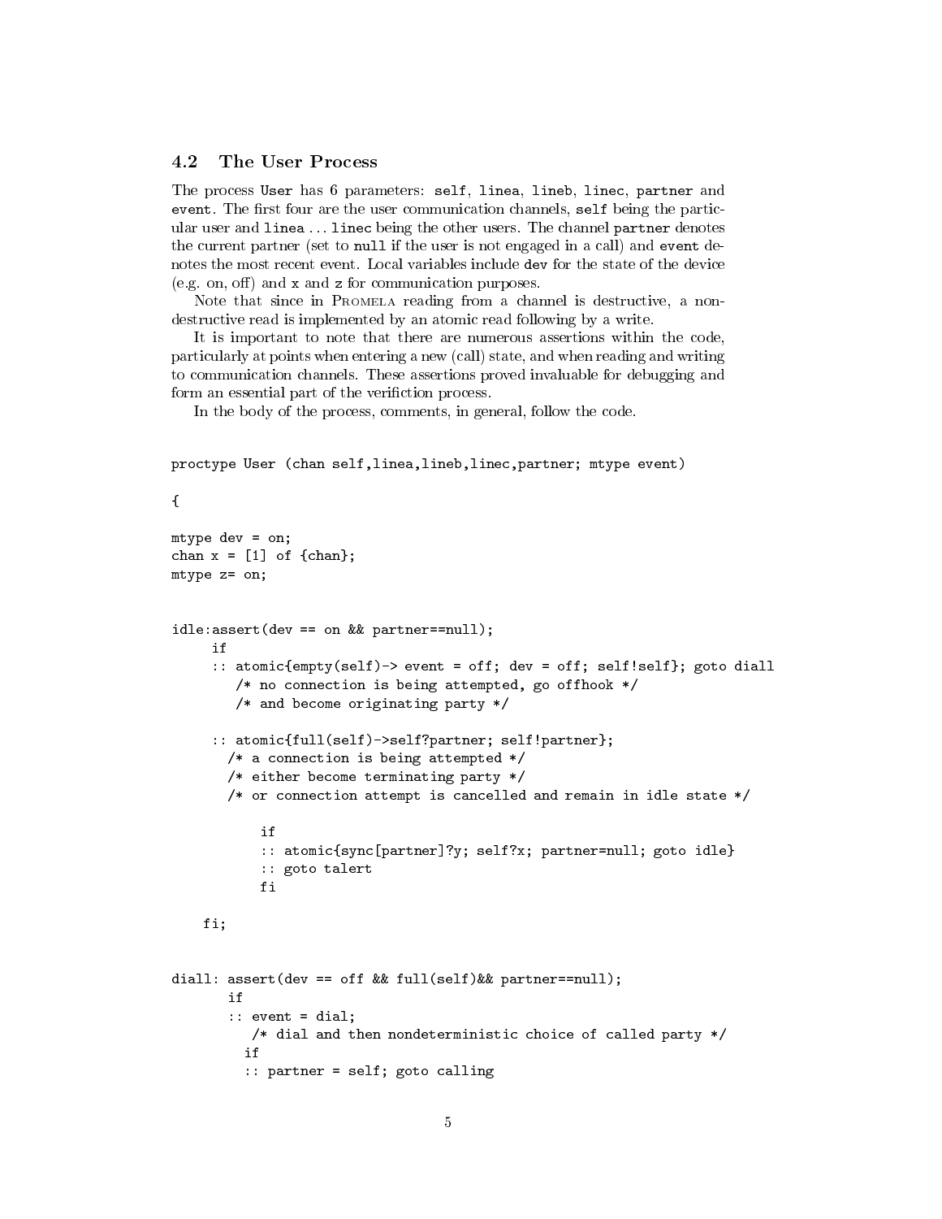### 4.2 The User Process

The process `User` has 6 parameters: `self`, `linea`, `lineb`, `linec`, `partner` and `event`. The first four are the user communication channels, `self` being the particular user and `linea` ... `linec` being the other users. The channel `partner` denotes the current partner (set to `null` if the user is not engaged in a call) and `event` denotes the most recent event. Local variables include `dev` for the state of the device (e.g. on, off) and `x` and `z` for communication purposes.

Note that since in Promela reading from a channel is destructive, a non-destructive read is implemented by an atomic read following by a write.

It is important to note that there are numerous assertions within the code, particularly at points when entering a new (call) state, and when reading and writing to communication channels. These assertions proved invaluable for debugging and form an essential part of the verifiction process.

In the body of the process, comments, in general, follow the code.

```
proctype User (chan self,linea,lineb,linec,partner; mtype event)

{

mtype dev = on;
chan x = [1] of {chan};
mtype z= on;


idle:assert(dev == on && partner==null);
     if
     :: atomic{empty(self)-> event = off; dev = off; self!self}; goto diall
        /* no connection is being attempted, go offhook */
        /* and become originating party */

     :: atomic{full(self)->self?partner; self!partner};
       /* a connection is being attempted */
       /* either become terminating party */
       /* or connection attempt is cancelled and remain in idle state */

           if
           :: atomic{sync[partner]?y; self?x; partner=null; goto idle}
           :: goto talert
           fi

    fi;


diall: assert(dev == off && full(self)&& partner==null);
       if
       :: event = dial;
          /* dial and then nondeterministic choice of called party */
         if
         :: partner = self; goto calling
```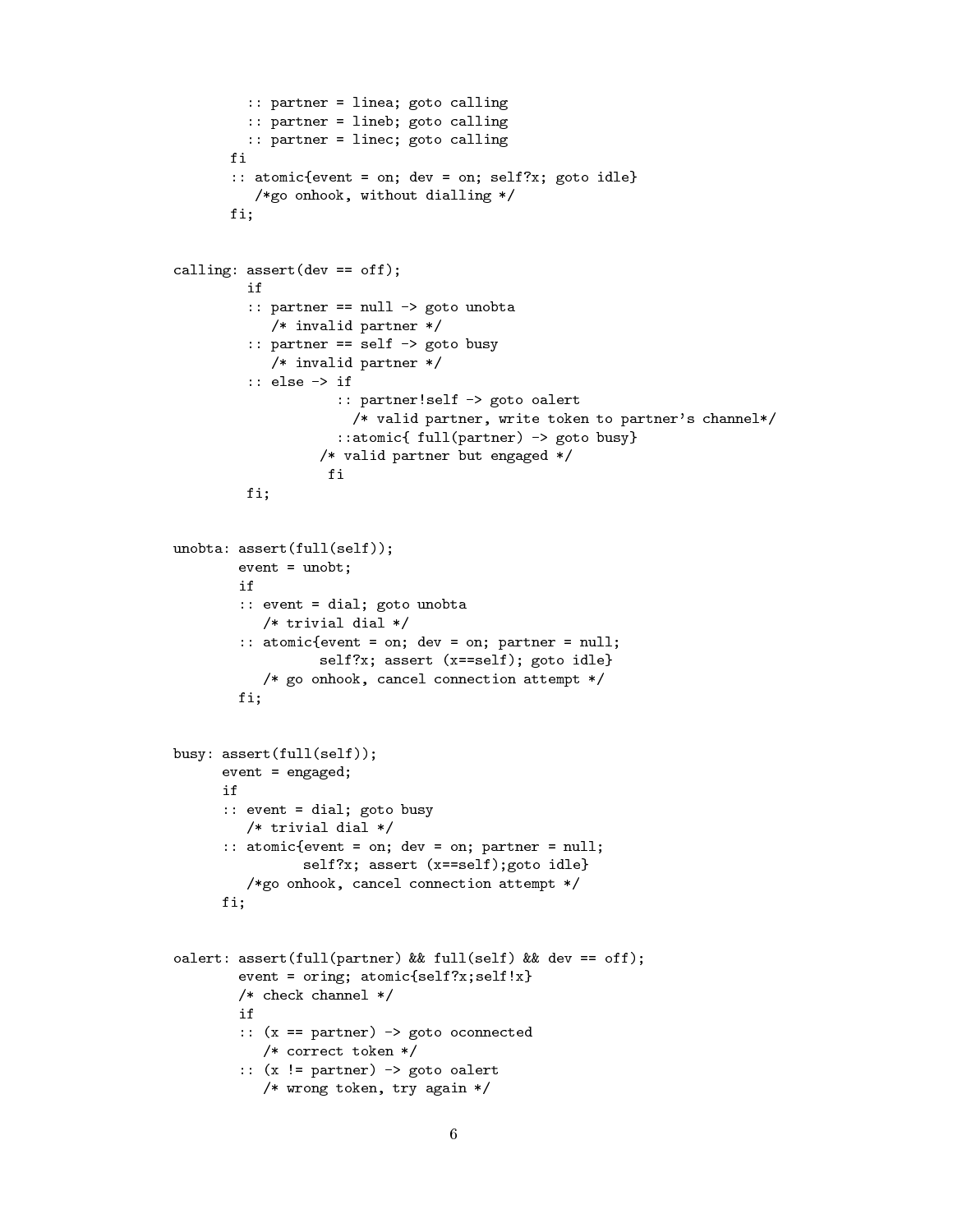```
          :: partner = linea; goto calling
          :: partner = lineb; goto calling
          :: partner = linec; goto calling
        fi
        :: atomic{event = on; dev = on; self?x; goto idle}
           /*go onhook, without dialling */
        fi;


calling: assert(dev == off);
         if
         :: partner == null -> goto unobta
            /* invalid partner */
         :: partner == self -> goto busy
            /* invalid partner */
         :: else -> if
                    :: partner!self -> goto oalert
                      /* valid partner, write token to partner's channel*/
                    ::atomic{ full(partner) -> goto busy}
                  /* valid partner but engaged */
                   fi
         fi;


unobta: assert(full(self));
        event = unobt;
        if
        :: event = dial; goto unobta
           /* trivial dial */
        :: atomic{event = on; dev = on; partner = null;
                  self?x; assert (x==self); goto idle}
           /* go onhook, cancel connection attempt */
        fi;


busy: assert(full(self));
      event = engaged;
      if
      :: event = dial; goto busy
         /* trivial dial */
      :: atomic{event = on; dev = on; partner = null;
                self?x; assert (x==self);goto idle}
         /*go onhook, cancel connection attempt */
      fi;


oalert: assert(full(partner) && full(self) && dev == off);
        event = oring; atomic{self?x;self!x}
        /* check channel */
        if
        :: (x == partner) -> goto oconnected
           /* correct token */
        :: (x != partner) -> goto oalert
           /* wrong token, try again */
```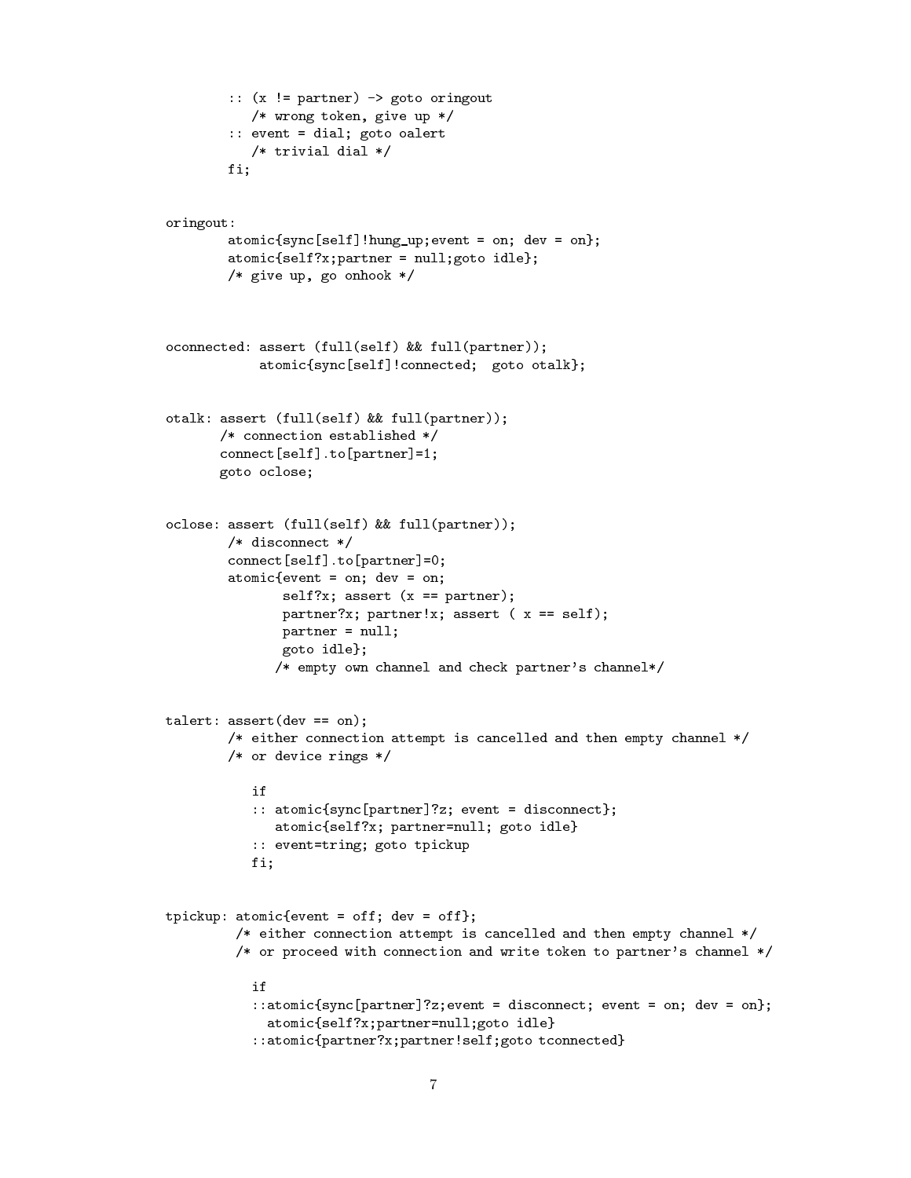```
        :: (x != partner) -> goto oringout
           /* wrong token, give up */
        :: event = dial; goto oalert
           /* trivial dial */
        fi;


oringout:
        atomic{sync[self]!hung_up;event = on; dev = on};
        atomic{self?x;partner = null;goto idle};
        /* give up, go onhook */



oconnected: assert (full(self) && full(partner));
            atomic{sync[self]!connected;  goto otalk};


otalk: assert (full(self) && full(partner));
       /* connection established */
       connect[self].to[partner]=1;
       goto oclose;


oclose: assert (full(self) && full(partner));
        /* disconnect */
        connect[self].to[partner]=0;
        atomic{event = on; dev = on;
               self?x; assert (x == partner);
               partner?x; partner!x; assert ( x == self);
               partner = null;
               goto idle};
              /* empty own channel and check partner's channel*/


talert: assert(dev == on);
        /* either connection attempt is cancelled and then empty channel */
        /* or device rings */

           if
           :: atomic{sync[partner]?z; event = disconnect};
              atomic{self?x; partner=null; goto idle}
           :: event=tring; goto tpickup
           fi;


tpickup: atomic{event = off; dev = off};
         /* either connection attempt is cancelled and then empty channel */
         /* or proceed with connection and write token to partner's channel */

           if
           ::atomic{sync[partner]?z;event = disconnect; event = on; dev = on};
             atomic{self?x;partner=null;goto idle}
           ::atomic{partner?x;partner!self;goto tconnected}
```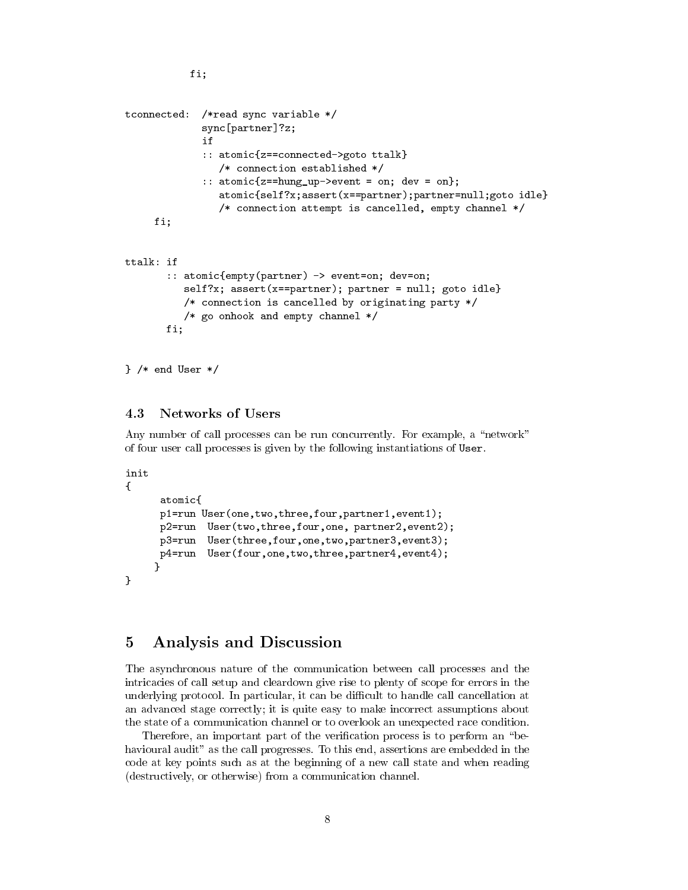```
           fi;


tconnected:  /*read sync variable */
             sync[partner]?z;
             if
             :: atomic{z==connected->goto ttalk}
                /* connection established */
             :: atomic{z==hung_up->event = on; dev = on};
                atomic{self?x;assert(x==partner);partner=null;goto idle}
                /* connection attempt is cancelled, empty channel */
     fi;


ttalk: if
       :: atomic{empty(partner) -> event=on; dev=on;
          self?x; assert(x==partner); partner = null; goto idle}
          /* connection is cancelled by originating party */
          /* go onhook and empty channel */
       fi;


} /* end User */
```

### 4.3 Networks of Users

Any number of call processes can be run concurrently. For example, a "network" of four user call processes is given by the following instantiations of `User`.

```
init
{
      atomic{
      p1=run User(one,two,three,four,partner1,event1);
      p2=run  User(two,three,four,one, partner2,event2);
      p3=run  User(three,four,one,two,partner3,event3);
      p4=run  User(four,one,two,three,partner4,event4);
     }
}
```

## 5 Analysis and Discussion

The asynchronous nature of the communication between call processes and the intricacies of call setup and cleardown give rise to plenty of scope for errors in the underlying protocol. In particular, it can be difficult to handle call cancellation at an advanced stage correctly; it is quite easy to make incorrect assumptions about the state of a communication channel or to overlook an unexpected race condition.

Therefore, an important part of the verification process is to perform an "behavioural audit" as the call progresses. To this end, assertions are embedded in the code at key points such as at the beginning of a new call state and when reading (destructively, or otherwise) from a communication channel.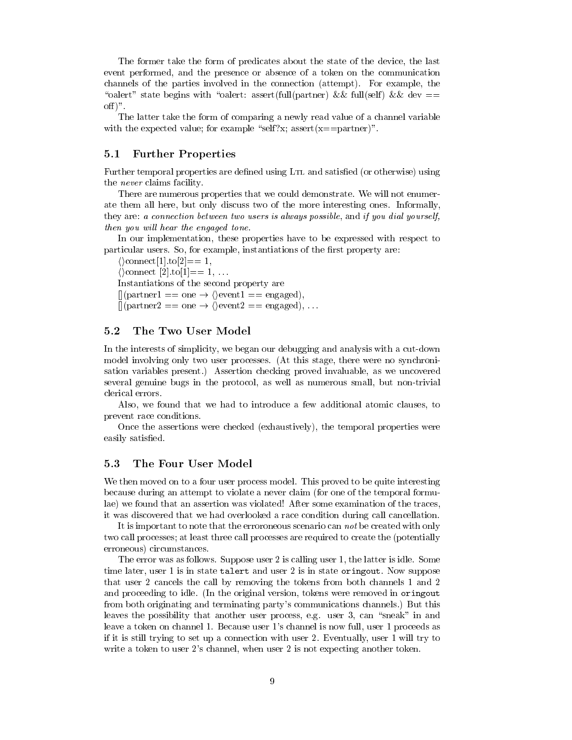The former take the form of predicates about the state of the device, the last event performed, and the presence or absence of a token on the communication channels of the parties involved in the connection (attempt). For example, the "oalert" state begins with "oalert: assert(full(partner) && full(self) && dev == off)".

The latter take the form of comparing a newly read value of a channel variable with the expected value; for example "self?x; assert(x==partner)".

## 5.1 Further Properties

Further temporal properties are defined using LTL and satisfied (or otherwise) using the *never* claims facility.

There are numerous properties that we could demonstrate. We will not enumerate them all here, but only discuss two of the more interesting ones. Informally, they are: *a connection between two users is always possible*, and *if you dial yourself, then you will hear the engaged tone.*

In our implementation, these properties have to be expressed with respect to particular users. So, for example, instantiations of the first property are:

$\langle\rangle$connect[1].to[2]== 1,

$\langle\rangle$connect [2].to[1]== 1, ...

Instantiations of the second property are

$[\,]$(partner1 == one $\rightarrow$ $\langle\rangle$event1 == engaged),

$[\,]$(partner2 == one $\rightarrow$ $\langle\rangle$event2 == engaged), ...

## 5.2 The Two User Model

In the interests of simplicity, we began our debugging and analysis with a cut-down model involving only two user processes. (At this stage, there were no synchronisation variables present.) Assertion checking proved invaluable, as we uncovered several genuine bugs in the protocol, as well as numerous small, but non-trivial clerical errors.

Also, we found that we had to introduce a few additional atomic clauses, to prevent race conditions.

Once the assertions were checked (exhaustively), the temporal properties were easily satisfied.

## 5.3 The Four User Model

We then moved on to a four user process model. This proved to be quite interesting because during an attempt to violate a never claim (for one of the temporal formulae) we found that an assertion was violated! After some examination of the traces, it was discovered that we had overlooked a race condition during call cancellation.

It is important to note that the erroroneous scenario can *not* be created with only two call processes; at least three call processes are required to create the (potentially erroneous) circumstances.

The error was as follows. Suppose user 2 is calling user 1, the latter is idle. Some time later, user 1 is in state `talert` and user 2 is in state `oringout`. Now suppose that user 2 cancels the call by removing the tokens from both channels 1 and 2 and proceeding to idle. (In the original version, tokens were removed in `oringout` from both originating and terminating party's communications channels.) But this leaves the possibility that another user process, e.g. user 3, can "sneak" in and leave a token on channel 1. Because user 1's channel is now full, user 1 proceeds as if it is still trying to set up a connection with user 2. Eventually, user 1 will try to write a token to user 2's channel, when user 2 is not expecting another token.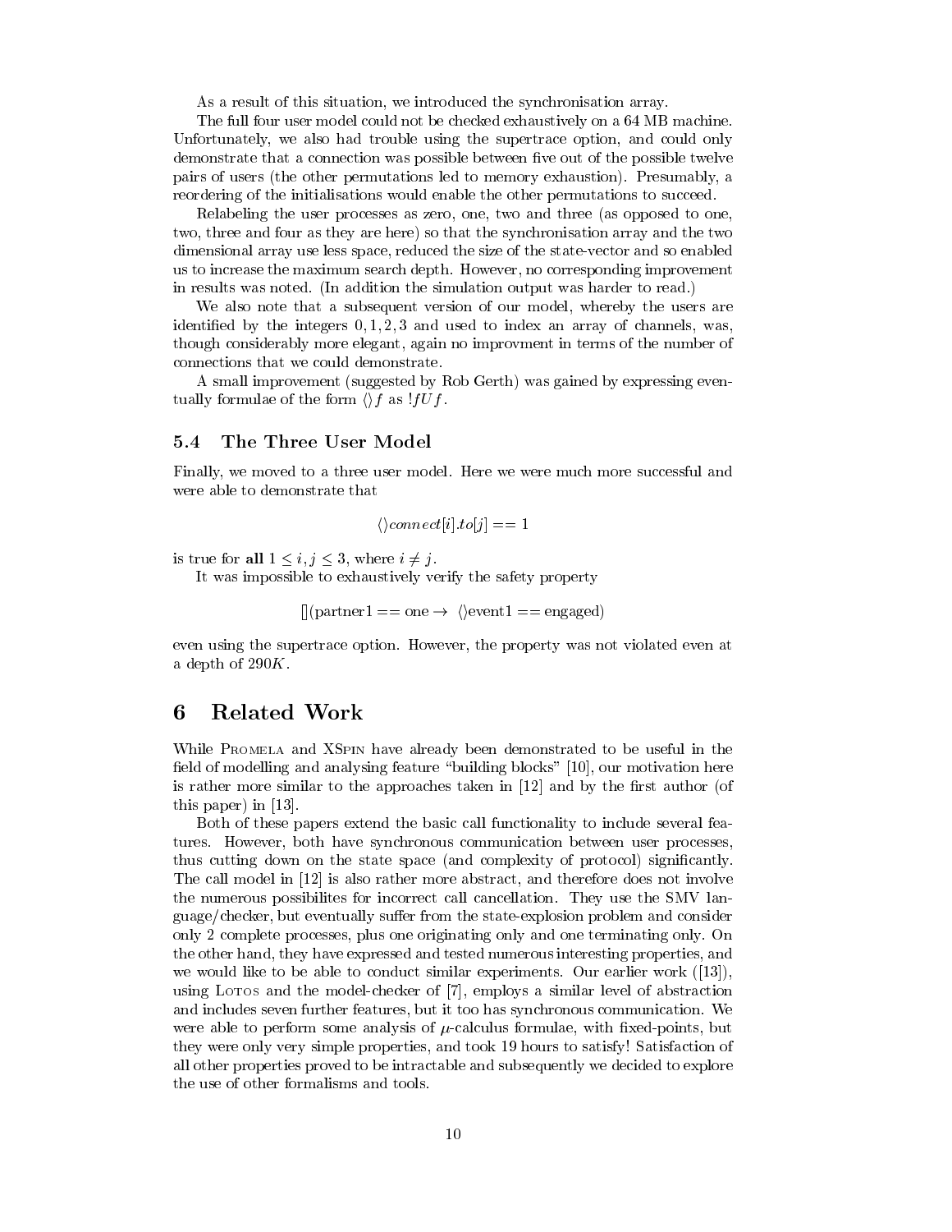As a result of this situation, we introduced the synchronisation array.

The full four user model could not be checked exhaustively on a 64 MB machine. Unfortunately, we also had trouble using the supertrace option, and could only demonstrate that a connection was possible between five out of the possible twelve pairs of users (the other permutations led to memory exhaustion). Presumably, a reordering of the initialisations would enable the other permutations to succeed.

Relabeling the user processes as zero, one, two and three (as opposed to one, two, three and four as they are here) so that the synchronisation array and the two dimensional array use less space, reduced the size of the state-vector and so enabled us to increase the maximum search depth. However, no corresponding improvement in results was noted. (In addition the simulation output was harder to read.)

We also note that a subsequent version of our model, whereby the users are identified by the integers $0, 1, 2, 3$ and used to index an array of channels, was, though considerably more elegant, again no improvment in terms of the number of connections that we could demonstrate.

A small improvement (suggested by Rob Gerth) was gained by expressing eventually formulae of the form $\langle\rangle f$ as $!fUf$.

### 5.4 The Three User Model

Finally, we moved to a three user model. Here we were much more successful and were able to demonstrate that

$$\langle\rangle connect[i].to[j] == 1$$

is true for **all** $1 \leq i, j \leq 3$, where $i \neq j$.

It was impossible to exhaustively verify the safety property

$$[](\text{partner1} == \text{one} \rightarrow \langle\rangle \text{event1} == \text{engaged})$$

even using the supertrace option. However, the property was not violated even at a depth of $290K$.

## 6 Related Work

While Promela and XSpin have already been demonstrated to be useful in the field of modelling and analysing feature "building blocks" [10], our motivation here is rather more similar to the approaches taken in [12] and by the first author (of this paper) in [13].

Both of these papers extend the basic call functionality to include several features. However, both have synchronous communication between user processes, thus cutting down on the state space (and complexity of protocol) significantly. The call model in [12] is also rather more abstract, and therefore does not involve the numerous possibilites for incorrect call cancellation. They use the SMV language/checker, but eventually suffer from the state-explosion problem and consider only 2 complete processes, plus one originating only and one terminating only. On the other hand, they have expressed and tested numerous interesting properties, and we would like to be able to conduct similar experiments. Our earlier work ([13]), using Lotos and the model-checker of [7], employs a similar level of abstraction and includes seven further features, but it too has synchronous communication. We were able to perform some analysis of $\mu$-calculus formulae, with fixed-points, but they were only very simple properties, and took 19 hours to satisfy! Satisfaction of all other properties proved to be intractable and subsequently we decided to explore the use of other formalisms and tools.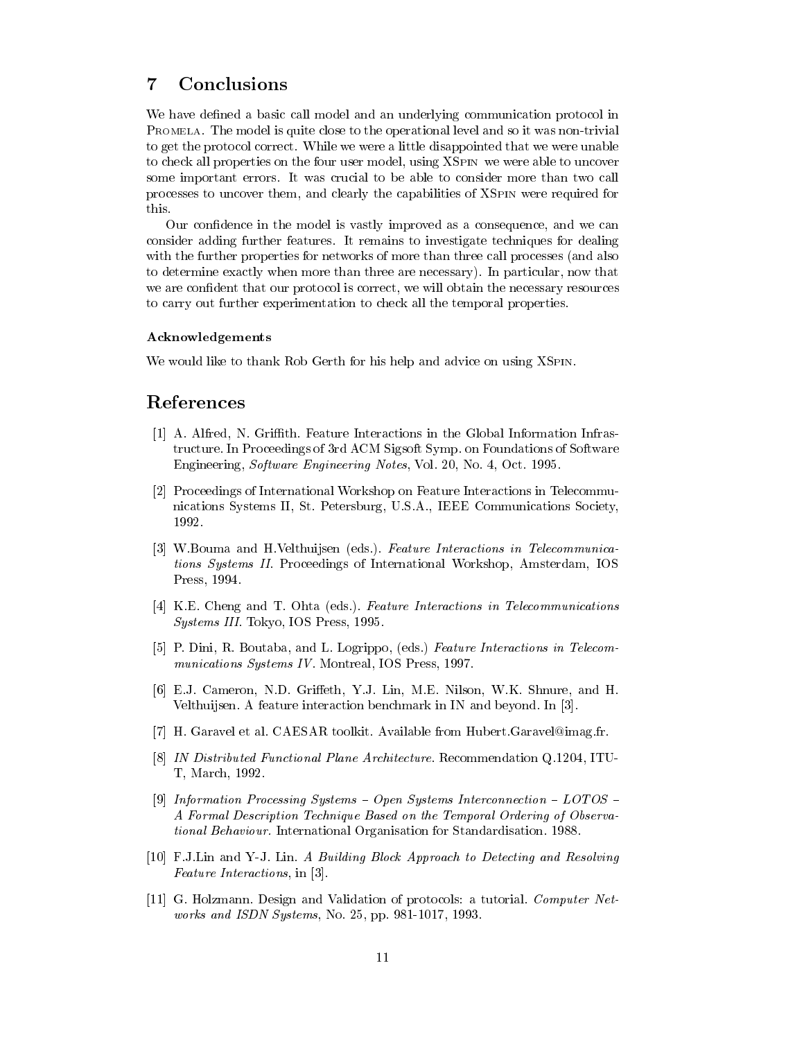## 7 Conclusions

We have defined a basic call model and an underlying communication protocol in Promela. The model is quite close to the operational level and so it was non-trivial to get the protocol correct. While we were a little disappointed that we were unable to check all properties on the four user model, using XSpin we were able to uncover some important errors. It was crucial to be able to consider more than two call processes to uncover them, and clearly the capabilities of XSpin were required for this.

Our confidence in the model is vastly improved as a consequence, and we can consider adding further features. It remains to investigate techniques for dealing with the further properties for networks of more than three call processes (and also to determine exactly when more than three are necessary). In particular, now that we are confident that our protocol is correct, we will obtain the necessary resources to carry out further experimentation to check all the temporal properties.

#### Acknowledgements

We would like to thank Rob Gerth for his help and advice on using XSpin.

## References

[1] A. Alfred, N. Griffith. Feature Interactions in the Global Information Infrastructure. In Proceedings of 3rd ACM Sigsoft Symp. on Foundations of Software Engineering, *Software Engineering Notes*, Vol. 20, No. 4, Oct. 1995.

[2] Proceedings of International Workshop on Feature Interactions in Telecommunications Systems II, St. Petersburg, U.S.A., IEEE Communications Society, 1992.

[3] W.Bouma and H.Velthuijsen (eds.). *Feature Interactions in Telecommunications Systems II.* Proceedings of International Workshop, Amsterdam, IOS Press, 1994.

[4] K.E. Cheng and T. Ohta (eds.). *Feature Interactions in Telecommunications Systems III.* Tokyo, IOS Press, 1995.

[5] P. Dini, R. Boutaba, and L. Logrippo, (eds.) *Feature Interactions in Telecommunications Systems IV.* Montreal, IOS Press, 1997.

[6] E.J. Cameron, N.D. Griffeth, Y.J. Lin, M.E. Nilson, W.K. Shnure, and H. Velthuijsen. A feature interaction benchmark in IN and beyond. In [3].

[7] H. Garavel et al. CAESAR toolkit. Available from Hubert.Garavel@imag.fr.

[8] *IN Distributed Functional Plane Architecture.* Recommendation Q.1204, ITU-T, March, 1992.

[9] *Information Processing Systems – Open Systems Interconnection – LOTOS – A Formal Description Technique Based on the Temporal Ordering of Observational Behaviour.* International Organisation for Standardisation. 1988.

[10] F.J.Lin and Y-J. Lin. *A Building Block Approach to Detecting and Resolving Feature Interactions*, in [3].

[11] G. Holzmann. Design and Validation of protocols: a tutorial. *Computer Networks and ISDN Systems*, No. 25, pp. 981-1017, 1993.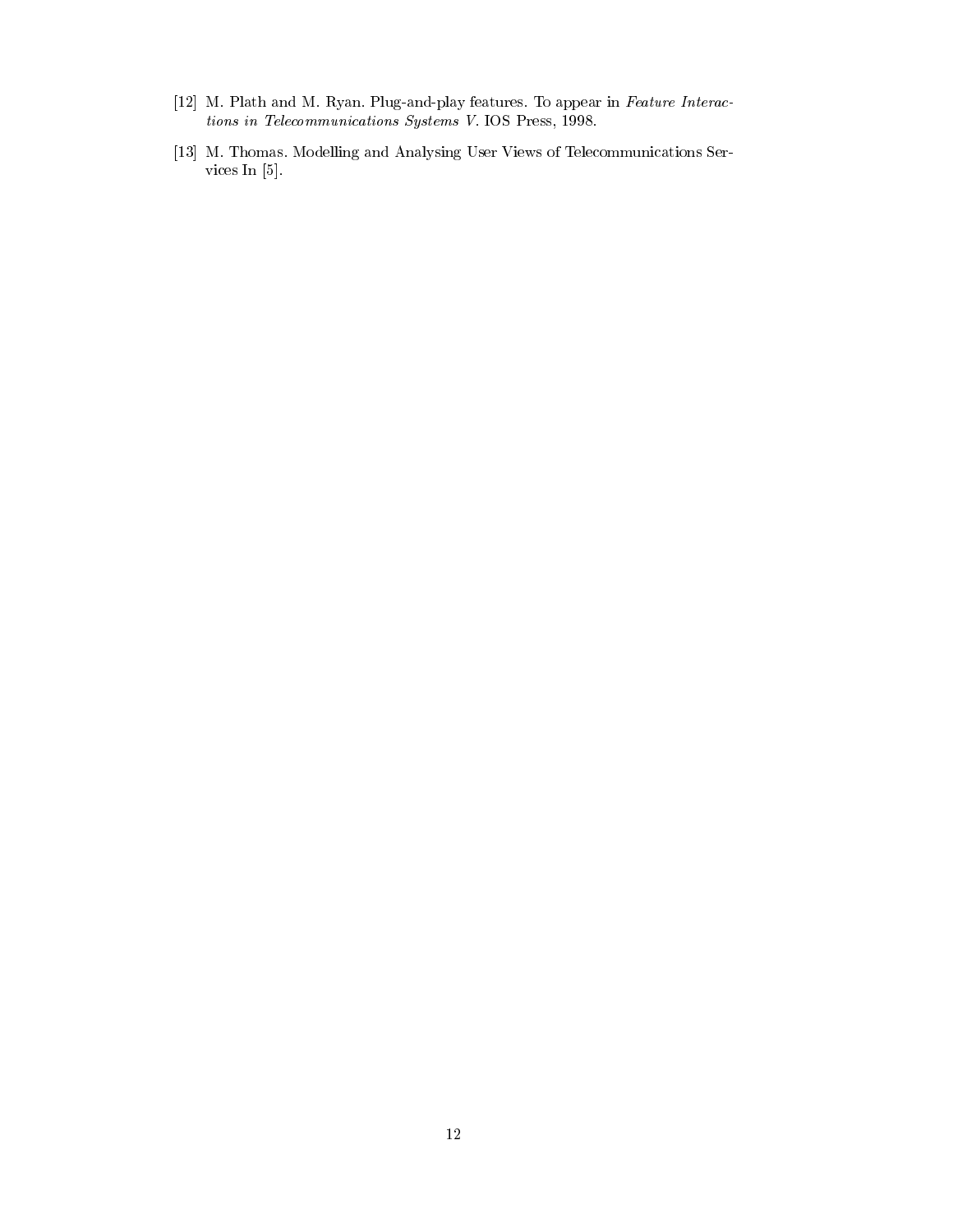[12] M. Plath and M. Ryan. Plug-and-play features. To appear in *Feature Interactions in Telecommunications Systems V*. IOS Press, 1998.

[13] M. Thomas. Modelling and Analysing User Views of Telecommunications Services In [5].